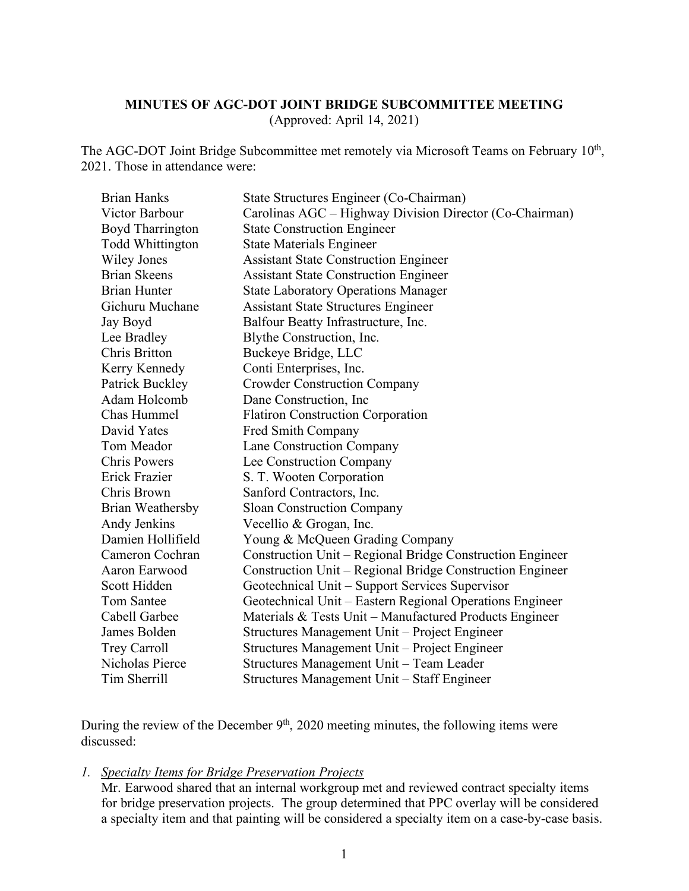**MINUTES OF AGC-DOT JOINT BRIDGE SUBCOMMITTEE MEETING**
(Approved: April 14, 2021)

The AGC-DOT Joint Bridge Subcommittee met remotely via Microsoft Teams on February 10th, 2021. Those in attendance were:

| | |
|---|---|
| Brian Hanks | State Structures Engineer (Co-Chairman) |
| Victor Barbour | Carolinas AGC – Highway Division Director (Co-Chairman) |
| Boyd Tharrington | State Construction Engineer |
| Todd Whittington | State Materials Engineer |
| Wiley Jones | Assistant State Construction Engineer |
| Brian Skeens | Assistant State Construction Engineer |
| Brian Hunter | State Laboratory Operations Manager |
| Gichuru Muchane | Assistant State Structures Engineer |
| Jay Boyd | Balfour Beatty Infrastructure, Inc. |
| Lee Bradley | Blythe Construction, Inc. |
| Chris Britton | Buckeye Bridge, LLC |
| Kerry Kennedy | Conti Enterprises, Inc. |
| Patrick Buckley | Crowder Construction Company |
| Adam Holcomb | Dane Construction, Inc |
| Chas Hummel | Flatiron Construction Corporation |
| David Yates | Fred Smith Company |
| Tom Meador | Lane Construction Company |
| Chris Powers | Lee Construction Company |
| Erick Frazier | S. T. Wooten Corporation |
| Chris Brown | Sanford Contractors, Inc. |
| Brian Weathersby | Sloan Construction Company |
| Andy Jenkins | Vecellio & Grogan, Inc. |
| Damien Hollifield | Young & McQueen Grading Company |
| Cameron Cochran | Construction Unit – Regional Bridge Construction Engineer |
| Aaron Earwood | Construction Unit – Regional Bridge Construction Engineer |
| Scott Hidden | Geotechnical Unit – Support Services Supervisor |
| Tom Santee | Geotechnical Unit – Eastern Regional Operations Engineer |
| Cabell Garbee | Materials & Tests Unit – Manufactured Products Engineer |
| James Bolden | Structures Management Unit – Project Engineer |
| Trey Carroll | Structures Management Unit – Project Engineer |
| Nicholas Pierce | Structures Management Unit – Team Leader |
| Tim Sherrill | Structures Management Unit – Staff Engineer |

During the review of the December 9th, 2020 meeting minutes, the following items were discussed:

1. *Specialty Items for Bridge Preservation Projects*
   Mr. Earwood shared that an internal workgroup met and reviewed contract specialty items for bridge preservation projects. The group determined that PPC overlay will be considered a specialty item and that painting will be considered a specialty item on a case-by-case basis.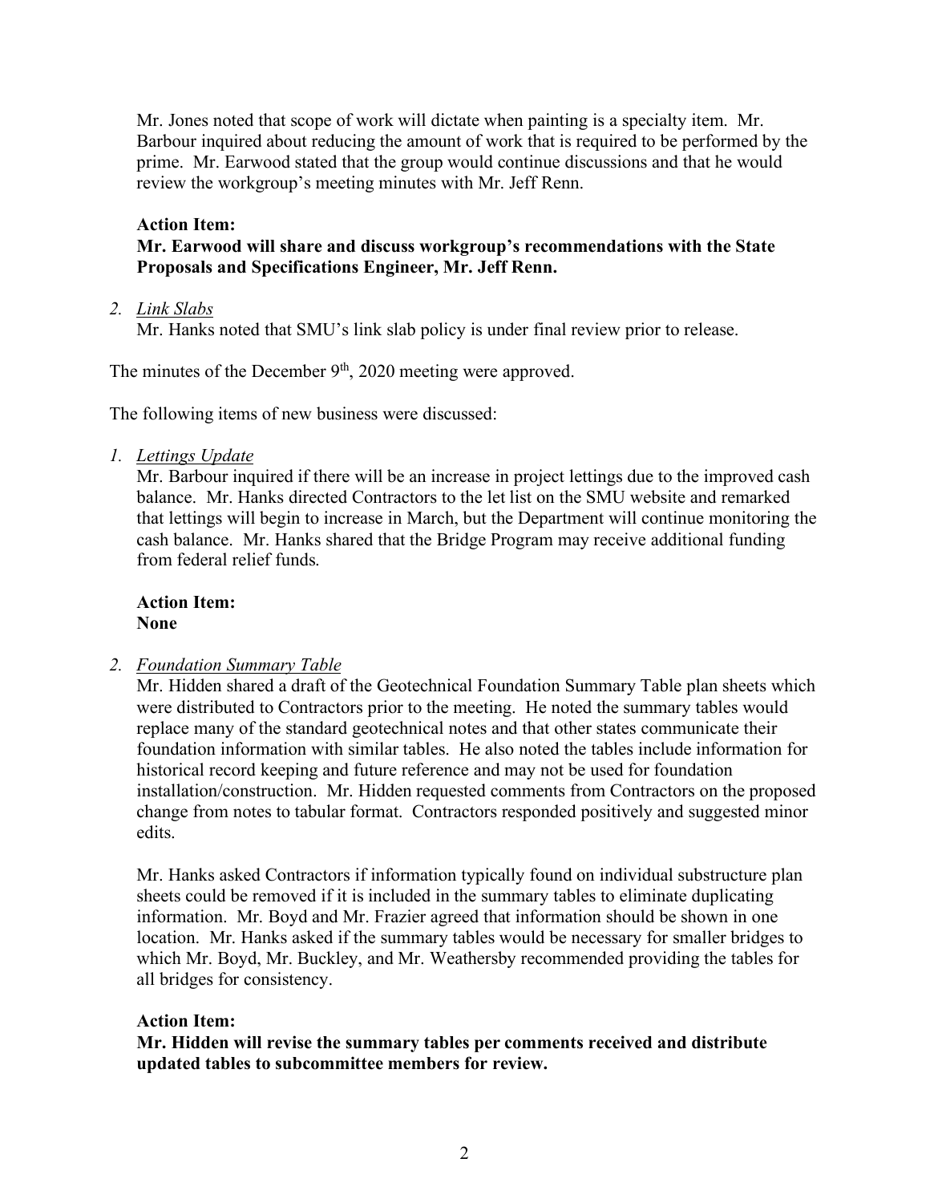Mr. Jones noted that scope of work will dictate when painting is a specialty item. Mr. Barbour inquired about reducing the amount of work that is required to be performed by the prime. Mr. Earwood stated that the group would continue discussions and that he would review the workgroup's meeting minutes with Mr. Jeff Renn.

**Action Item:**
**Mr. Earwood will share and discuss workgroup's recommendations with the State Proposals and Specifications Engineer, Mr. Jeff Renn.**

2. *Link Slabs*
   Mr. Hanks noted that SMU's link slab policy is under final review prior to release.

The minutes of the December 9th, 2020 meeting were approved.

The following items of new business were discussed:

1. *Lettings Update*
   Mr. Barbour inquired if there will be an increase in project lettings due to the improved cash balance. Mr. Hanks directed Contractors to the let list on the SMU website and remarked that lettings will begin to increase in March, but the Department will continue monitoring the cash balance. Mr. Hanks shared that the Bridge Program may receive additional funding from federal relief funds.

   **Action Item:**
   **None**

2. *Foundation Summary Table*
   Mr. Hidden shared a draft of the Geotechnical Foundation Summary Table plan sheets which were distributed to Contractors prior to the meeting. He noted the summary tables would replace many of the standard geotechnical notes and that other states communicate their foundation information with similar tables. He also noted the tables include information for historical record keeping and future reference and may not be used for foundation installation/construction. Mr. Hidden requested comments from Contractors on the proposed change from notes to tabular format. Contractors responded positively and suggested minor edits.

   Mr. Hanks asked Contractors if information typically found on individual substructure plan sheets could be removed if it is included in the summary tables to eliminate duplicating information. Mr. Boyd and Mr. Frazier agreed that information should be shown in one location. Mr. Hanks asked if the summary tables would be necessary for smaller bridges to which Mr. Boyd, Mr. Buckley, and Mr. Weathersby recommended providing the tables for all bridges for consistency.

   **Action Item:**
   **Mr. Hidden will revise the summary tables per comments received and distribute updated tables to subcommittee members for review.**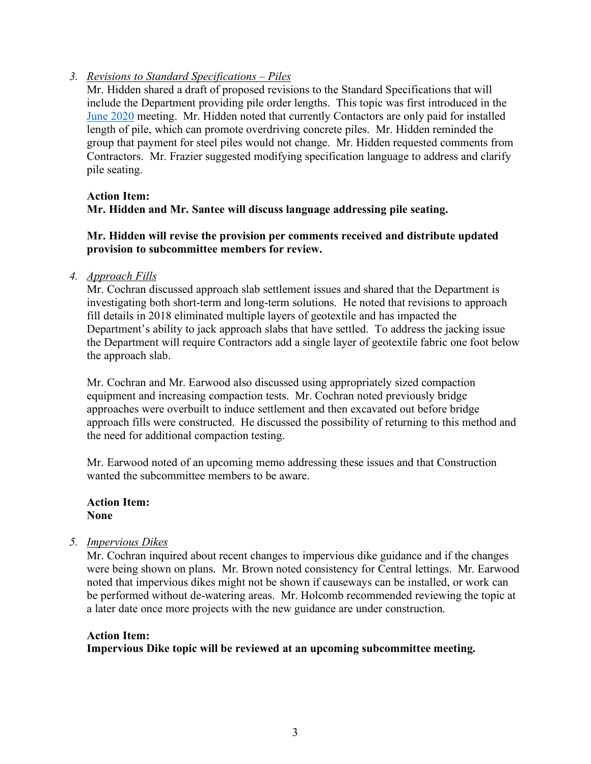3. *Revisions to Standard Specifications – Piles*

   Mr. Hidden shared a draft of proposed revisions to the Standard Specifications that will include the Department providing pile order lengths. This topic was first introduced in the June 2020 meeting. Mr. Hidden noted that currently Contactors are only paid for installed length of pile, which can promote overdriving concrete piles. Mr. Hidden reminded the group that payment for steel piles would not change. Mr. Hidden requested comments from Contractors. Mr. Frazier suggested modifying specification language to address and clarify pile seating.

   **Action Item:**
   **Mr. Hidden and Mr. Santee will discuss language addressing pile seating.**

   **Mr. Hidden will revise the provision per comments received and distribute updated provision to subcommittee members for review.**

4. *Approach Fills*

   Mr. Cochran discussed approach slab settlement issues and shared that the Department is investigating both short-term and long-term solutions. He noted that revisions to approach fill details in 2018 eliminated multiple layers of geotextile and has impacted the Department's ability to jack approach slabs that have settled. To address the jacking issue the Department will require Contractors add a single layer of geotextile fabric one foot below the approach slab.

   Mr. Cochran and Mr. Earwood also discussed using appropriately sized compaction equipment and increasing compaction tests. Mr. Cochran noted previously bridge approaches were overbuilt to induce settlement and then excavated out before bridge approach fills were constructed. He discussed the possibility of returning to this method and the need for additional compaction testing.

   Mr. Earwood noted of an upcoming memo addressing these issues and that Construction wanted the subcommittee members to be aware.

   **Action Item:**
   **None**

5. *Impervious Dikes*

   Mr. Cochran inquired about recent changes to impervious dike guidance and if the changes were being shown on plans. Mr. Brown noted consistency for Central lettings. Mr. Earwood noted that impervious dikes might not be shown if causeways can be installed, or work can be performed without de-watering areas. Mr. Holcomb recommended reviewing the topic at a later date once more projects with the new guidance are under construction.

   **Action Item:**
   **Impervious Dike topic will be reviewed at an upcoming subcommittee meeting.**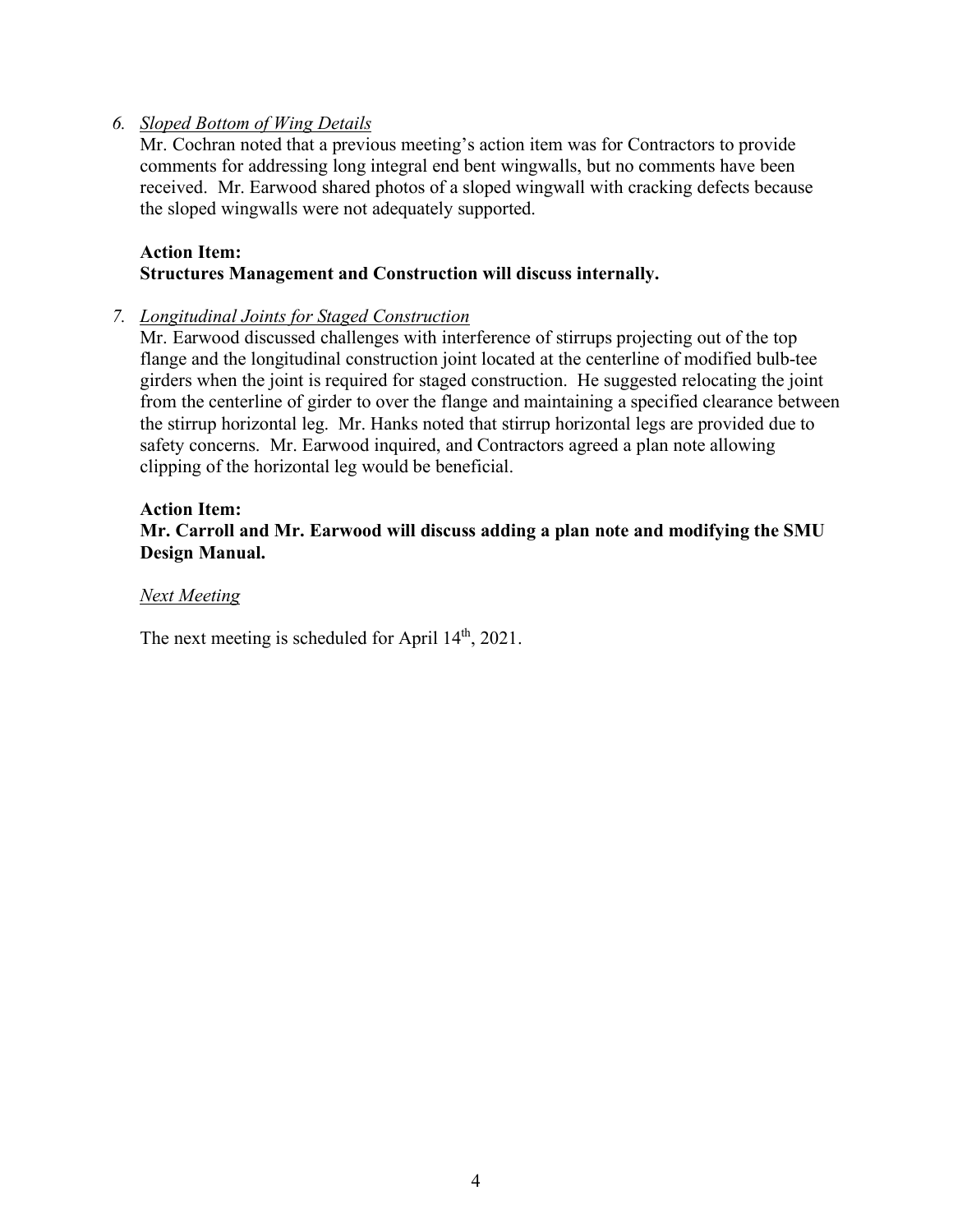6. *Sloped Bottom of Wing Details*

   Mr. Cochran noted that a previous meeting's action item was for Contractors to provide comments for addressing long integral end bent wingwalls, but no comments have been received. Mr. Earwood shared photos of a sloped wingwall with cracking defects because the sloped wingwalls were not adequately supported.

   **Action Item:**
   **Structures Management and Construction will discuss internally.**

7. *Longitudinal Joints for Staged Construction*

   Mr. Earwood discussed challenges with interference of stirrups projecting out of the top flange and the longitudinal construction joint located at the centerline of modified bulb-tee girders when the joint is required for staged construction. He suggested relocating the joint from the centerline of girder to over the flange and maintaining a specified clearance between the stirrup horizontal leg. Mr. Hanks noted that stirrup horizontal legs are provided due to safety concerns. Mr. Earwood inquired, and Contractors agreed a plan note allowing clipping of the horizontal leg would be beneficial.

   **Action Item:**
   **Mr. Carroll and Mr. Earwood will discuss adding a plan note and modifying the SMU Design Manual.**

*Next Meeting*

The next meeting is scheduled for April 14th, 2021.